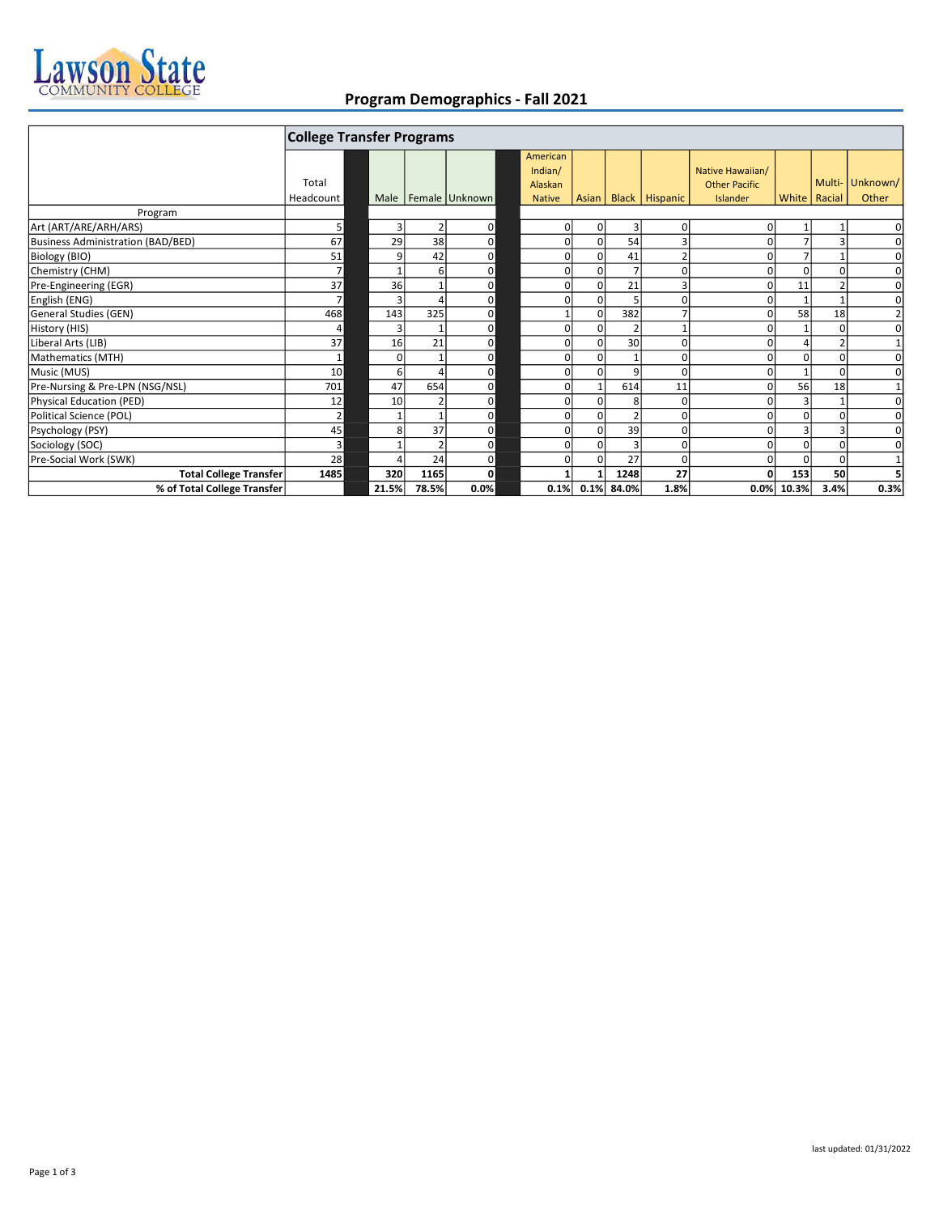# Program Demographics - Fall 2021

| Program | College Transfer Programs | | | | | | | | | | | |
|---|---|---|---|---|---|---|---|---|---|---|---|---|
| | Total Headcount | Male | Female | Unknown | American Indian/ Alaskan Native | Asian | Black | Hispanic | Native Hawaiian/ Other Pacific Islander | White | Multi-Racial | Unknown/ Other |
| Art (ART/ARE/ARH/ARS) | 5 | 3 | 2 | 0 | 0 | 0 | 3 | 0 | 0 | 1 | 1 | 0 |
| Business Administration (BAD/BED) | 67 | 29 | 38 | 0 | 0 | 0 | 54 | 3 | 0 | 7 | 3 | 0 |
| Biology (BIO) | 51 | 9 | 42 | 0 | 0 | 0 | 41 | 2 | 0 | 7 | 1 | 0 |
| Chemistry (CHM) | 7 | 1 | 6 | 0 | 0 | 0 | 7 | 0 | 0 | 0 | 0 | 0 |
| Pre-Engineering (EGR) | 37 | 36 | 1 | 0 | 0 | 0 | 21 | 3 | 0 | 11 | 2 | 0 |
| English (ENG) | 7 | 3 | 4 | 0 | 0 | 0 | 5 | 0 | 0 | 1 | 1 | 0 |
| General Studies (GEN) | 468 | 143 | 325 | 0 | 1 | 0 | 382 | 7 | 0 | 58 | 18 | 2 |
| History (HIS) | 4 | 3 | 1 | 0 | 0 | 0 | 2 | 1 | 0 | 1 | 0 | 0 |
| Liberal Arts (LIB) | 37 | 16 | 21 | 0 | 0 | 0 | 30 | 0 | 0 | 4 | 2 | 1 |
| Mathematics (MTH) | 1 | 0 | 1 | 0 | 0 | 0 | 1 | 0 | 0 | 0 | 0 | 0 |
| Music (MUS) | 10 | 6 | 4 | 0 | 0 | 0 | 9 | 0 | 0 | 1 | 0 | 0 |
| Pre-Nursing & Pre-LPN (NSG/NSL) | 701 | 47 | 654 | 0 | 0 | 1 | 614 | 11 | 0 | 56 | 18 | 1 |
| Physical Education (PED) | 12 | 10 | 2 | 0 | 0 | 0 | 8 | 0 | 0 | 3 | 1 | 0 |
| Political Science (POL) | 2 | 1 | 1 | 0 | 0 | 0 | 2 | 0 | 0 | 0 | 0 | 0 |
| Psychology (PSY) | 45 | 8 | 37 | 0 | 0 | 0 | 39 | 0 | 0 | 3 | 3 | 0 |
| Sociology (SOC) | 3 | 1 | 2 | 0 | 0 | 0 | 3 | 0 | 0 | 0 | 0 | 0 |
| Pre-Social Work (SWK) | 28 | 4 | 24 | 0 | 0 | 0 | 27 | 0 | 0 | 0 | 0 | 1 |
| **Total College Transfer** | **1485** | **320** | **1165** | **0** | **1** | **1** | **1248** | **27** | **0** | **153** | **50** | **5** |
| **% of Total College Transfer** | | **21.5%** | **78.5%** | **0.0%** | **0.1%** | **0.1%** | **84.0%** | **1.8%** | **0.0%** | **10.3%** | **3.4%** | **0.3%** |

last updated: 01/31/2022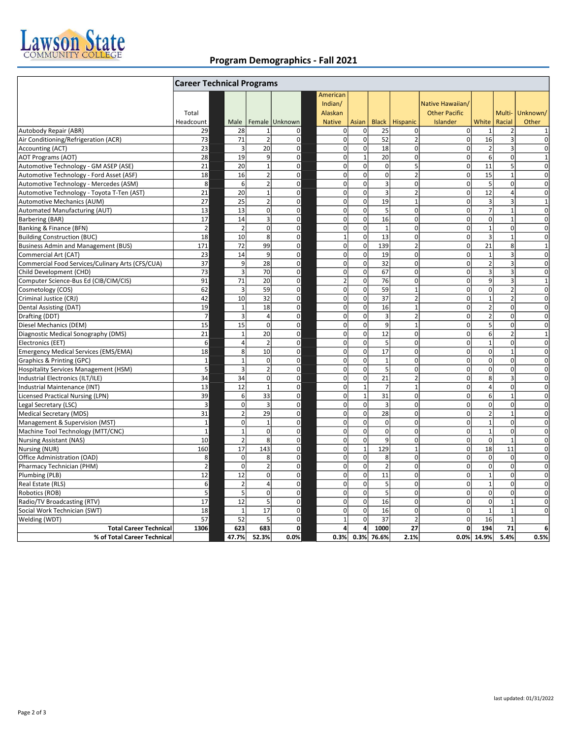# Program Demographics - Fall 2021

| | Career Technical Programs | | | | | | | | | | | |
|---|---|---|---|---|---|---|---|---|---|---|---|---|
| | Total Headcount | Male | Female | Unknown | American Indian/ Alaskan Native | Asian | Black | Hispanic | Native Hawaiian/ Other Pacific Islander | White | Multi-Racial | Unknown/ Other |
| Autobody Repair (ABR) | 29 | 28 | 1 | 0 | 0 | 0 | 25 | 0 | 0 | 1 | 2 | 1 |
| Air Conditioning/Refrigeration (ACR) | 73 | 71 | 2 | 0 | 0 | 0 | 52 | 2 | 0 | 16 | 3 | 0 |
| Accounting (ACT) | 23 | 3 | 20 | 0 | 0 | 0 | 18 | 0 | 0 | 2 | 3 | 0 |
| AOT Programs (AOT) | 28 | 19 | 9 | 0 | 0 | 1 | 20 | 0 | 0 | 6 | 0 | 1 |
| Automotive Technology - GM ASEP (ASE) | 21 | 20 | 1 | 0 | 0 | 0 | 0 | 5 | 0 | 11 | 5 | 0 |
| Automotive Technology - Ford Asset (ASF) | 18 | 16 | 2 | 0 | 0 | 0 | 0 | 2 | 0 | 15 | 1 | 0 |
| Automotive Technology - Mercedes (ASM) | 8 | 6 | 2 | 0 | 0 | 0 | 3 | 0 | 0 | 5 | 0 | 0 |
| Automotive Technology - Toyota T-Ten (AST) | 21 | 20 | 1 | 0 | 0 | 0 | 3 | 2 | 0 | 12 | 4 | 0 |
| Automotive Mechanics (AUM) | 27 | 25 | 2 | 0 | 0 | 0 | 19 | 1 | 0 | 3 | 3 | 1 |
| Automated Manufacturing (AUT) | 13 | 13 | 0 | 0 | 0 | 0 | 5 | 0 | 0 | 7 | 1 | 0 |
| Barbering (BAR) | 17 | 14 | 3 | 0 | 0 | 0 | 16 | 0 | 0 | 0 | 1 | 0 |
| Banking & Finance (BFN) | 2 | 2 | 0 | 0 | 0 | 0 | 1 | 0 | 0 | 1 | 0 | 0 |
| Building Construction (BUC) | 18 | 10 | 8 | 0 | 1 | 0 | 13 | 0 | 0 | 3 | 1 | 0 |
| Business Admin and Management (BUS) | 171 | 72 | 99 | 0 | 0 | 0 | 139 | 2 | 0 | 21 | 8 | 1 |
| Commercial Art (CAT) | 23 | 14 | 9 | 0 | 0 | 0 | 19 | 0 | 0 | 1 | 3 | 0 |
| Commercial Food Services/Culinary Arts (CFS/CUA) | 37 | 9 | 28 | 0 | 0 | 0 | 32 | 0 | 0 | 2 | 3 | 0 |
| Child Development (CHD) | 73 | 3 | 70 | 0 | 0 | 0 | 67 | 0 | 0 | 3 | 3 | 0 |
| Computer Science-Bus Ed (CIB/CIM/CIS) | 91 | 71 | 20 | 0 | 2 | 0 | 76 | 0 | 0 | 9 | 3 | 1 |
| Cosmetology (COS) | 62 | 3 | 59 | 0 | 0 | 0 | 59 | 1 | 0 | 0 | 2 | 0 |
| Criminal Justice (CRJ) | 42 | 10 | 32 | 0 | 0 | 0 | 37 | 2 | 0 | 1 | 2 | 0 |
| Dental Assisting (DAT) | 19 | 1 | 18 | 0 | 0 | 0 | 16 | 1 | 0 | 2 | 0 | 0 |
| Drafting (DDT) | 7 | 3 | 4 | 0 | 0 | 0 | 3 | 2 | 0 | 2 | 0 | 0 |
| Diesel Mechanics (DEM) | 15 | 15 | 0 | 0 | 0 | 0 | 9 | 1 | 0 | 5 | 0 | 0 |
| Diagnostic Medical Sonography (DMS) | 21 | 1 | 20 | 0 | 0 | 0 | 12 | 0 | 0 | 6 | 2 | 1 |
| Electronics (EET) | 6 | 4 | 2 | 0 | 0 | 0 | 5 | 0 | 0 | 1 | 0 | 0 |
| Emergency Medical Services (EMS/EMA) | 18 | 8 | 10 | 0 | 0 | 0 | 17 | 0 | 0 | 0 | 1 | 0 |
| Graphics & Printing (GPC) | 1 | 1 | 0 | 0 | 0 | 0 | 1 | 0 | 0 | 0 | 0 | 0 |
| Hospitality Services Management (HSM) | 5 | 3 | 2 | 0 | 0 | 0 | 5 | 0 | 0 | 0 | 0 | 0 |
| Industrial Electronics (ILT/ILE) | 34 | 34 | 0 | 0 | 0 | 0 | 21 | 2 | 0 | 8 | 3 | 0 |
| Industrial Maintenance (INT) | 13 | 12 | 1 | 0 | 0 | 1 | 7 | 1 | 0 | 4 | 0 | 0 |
| Licensed Practical Nursing (LPN) | 39 | 6 | 33 | 0 | 0 | 1 | 31 | 0 | 0 | 6 | 1 | 0 |
| Legal Secretary (LSC) | 3 | 0 | 3 | 0 | 0 | 0 | 3 | 0 | 0 | 0 | 0 | 0 |
| Medical Secretary (MDS) | 31 | 2 | 29 | 0 | 0 | 0 | 28 | 0 | 0 | 2 | 1 | 0 |
| Management & Supervision (MST) | 1 | 0 | 1 | 0 | 0 | 0 | 0 | 0 | 0 | 1 | 0 | 0 |
| Machine Tool Technology (MTT/CNC) | 1 | 1 | 0 | 0 | 0 | 0 | 0 | 0 | 0 | 1 | 0 | 0 |
| Nursing Assistant (NAS) | 10 | 2 | 8 | 0 | 0 | 0 | 9 | 0 | 0 | 0 | 1 | 0 |
| Nursing (NUR) | 160 | 17 | 143 | 0 | 0 | 1 | 129 | 1 | 0 | 18 | 11 | 0 |
| Office Administration (OAD) | 8 | 0 | 8 | 0 | 0 | 0 | 8 | 0 | 0 | 0 | 0 | 0 |
| Pharmacy Technician (PHM) | 2 | 0 | 2 | 0 | 0 | 0 | 2 | 0 | 0 | 0 | 0 | 0 |
| Plumbing (PLB) | 12 | 12 | 0 | 0 | 0 | 0 | 11 | 0 | 0 | 1 | 0 | 0 |
| Real Estate (RLS) | 6 | 2 | 4 | 0 | 0 | 0 | 5 | 0 | 0 | 1 | 0 | 0 |
| Robotics (ROB) | 5 | 5 | 0 | 0 | 0 | 0 | 5 | 0 | 0 | 0 | 0 | 0 |
| Radio/TV Broadcasting (RTV) | 17 | 12 | 5 | 0 | 0 | 0 | 16 | 0 | 0 | 0 | 1 | 0 |
| Social Work Technician (SWT) | 18 | 1 | 17 | 0 | 0 | 0 | 16 | 0 | 0 | 1 | 1 | 0 |
| Welding (WDT) | 57 | 52 | 5 | 0 | 1 | 0 | 37 | 2 | 0 | 16 | 1 | |
| **Total Career Technical** | **1306** | **623** | **683** | **0** | **4** | **4** | **1000** | **27** | **0** | **194** | **71** | **6** |
| **% of Total Career Technical** | | **47.7%** | **52.3%** | **0.0%** | **0.3%** | **0.3%** | **76.6%** | **2.1%** | **0.0%** | **14.9%** | **5.4%** | **0.5%** |

last updated: 01/31/2022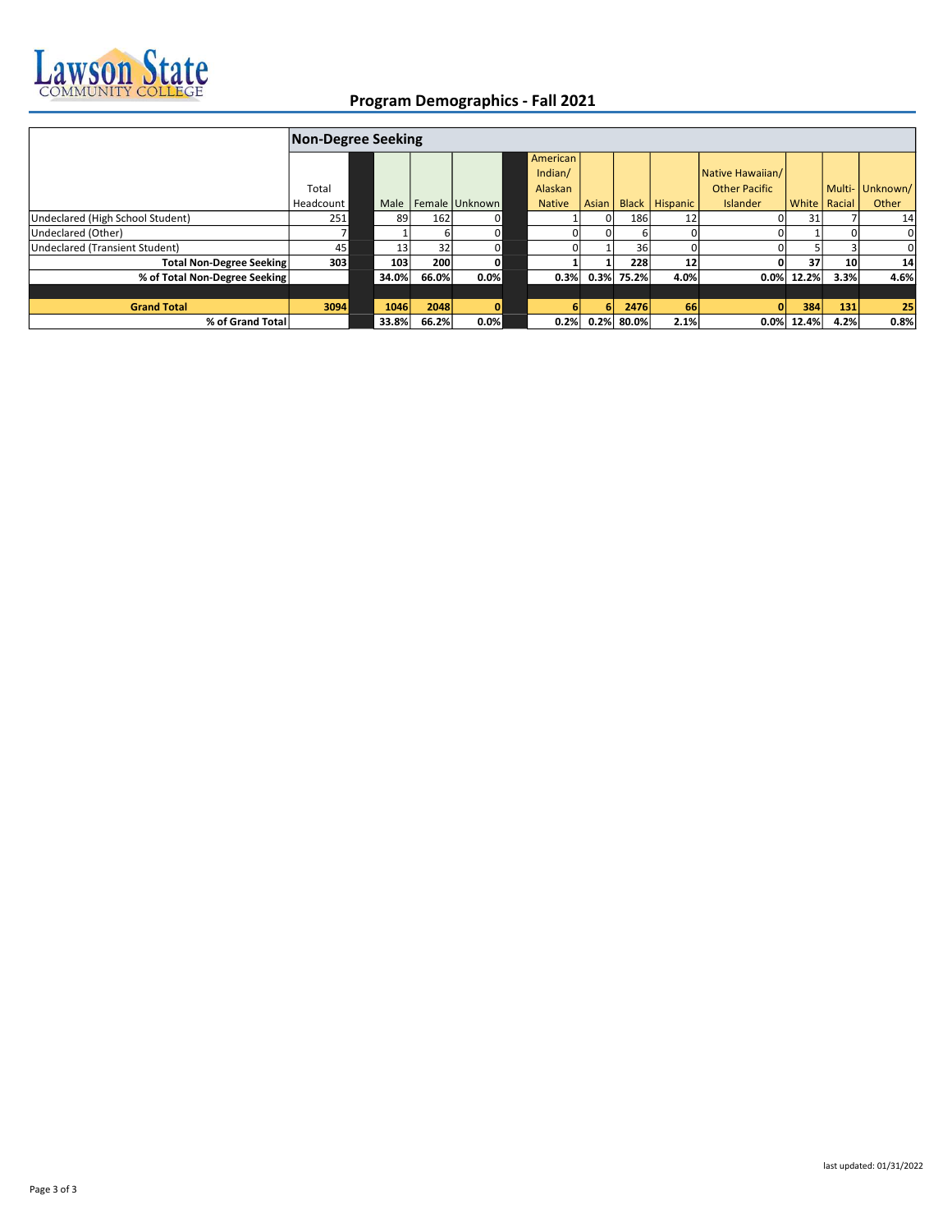## Program Demographics - Fall 2021

| | Non-Degree Seeking | | | | | | | | | | | |
|---|---|---|---|---|---|---|---|---|---|---|---|---|
| | Total Headcount | Male | Female | Unknown | American Indian/ Alaskan Native | Asian | Black | Hispanic | Native Hawaiian/ Other Pacific Islander | White | Multi-Racial | Unknown/ Other |
| Undeclared (High School Student) | 251 | 89 | 162 | 0 | 1 | 0 | 186 | 12 | 0 | 31 | 7 | 14 |
| Undeclared (Other) | 7 | 1 | 6 | 0 | 0 | 0 | 6 | 0 | 0 | 1 | 0 | 0 |
| Undeclared (Transient Student) | 45 | 13 | 32 | 0 | 0 | 1 | 36 | 0 | 0 | 5 | 3 | 0 |
| **Total Non-Degree Seeking** | **303** | **103** | **200** | **0** | **1** | **1** | **228** | **12** | **0** | **37** | **10** | **14** |
| **% of Total Non-Degree Seeking** | | **34.0%** | **66.0%** | **0.0%** | **0.3%** | **0.3%** | **75.2%** | **4.0%** | **0.0%** | **12.2%** | **3.3%** | **4.6%** |
| **Grand Total** | **3094** | **1046** | **2048** | **0** | **6** | **6** | **2476** | **66** | **0** | **384** | **131** | **25** |
| **% of Grand Total** | | **33.8%** | **66.2%** | **0.0%** | **0.2%** | **0.2%** | **80.0%** | **2.1%** | **0.0%** | **12.4%** | **4.2%** | **0.8%** |

last updated: 01/31/2022